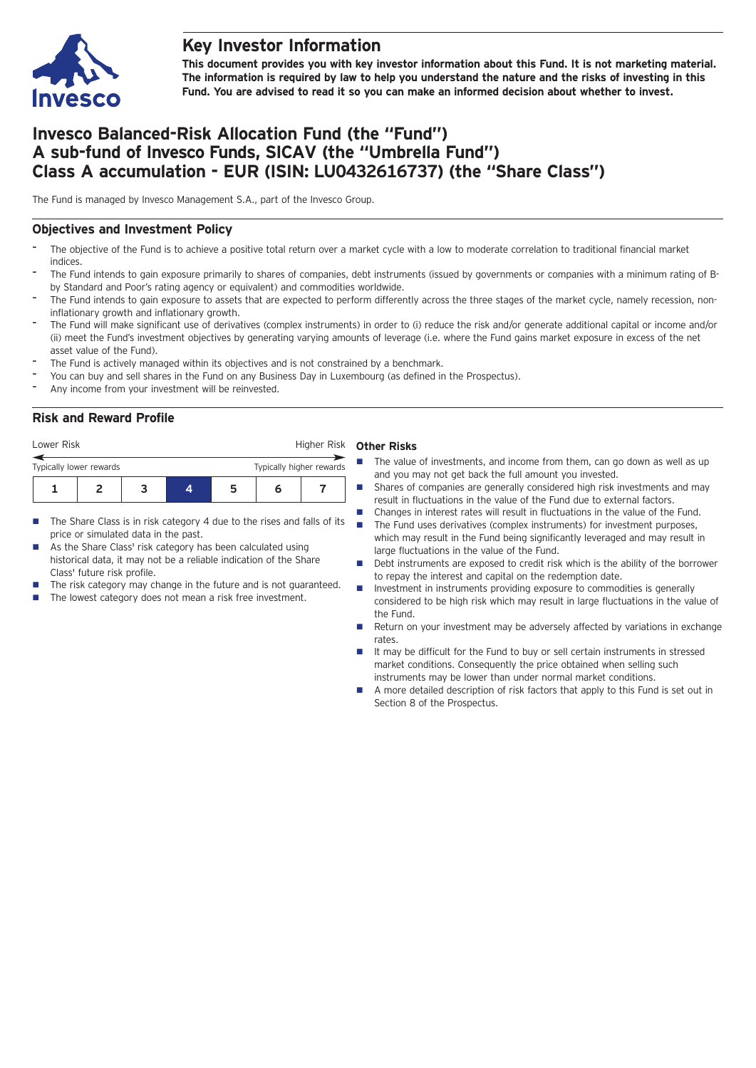# Key Investor Information

**This document provides you with key investor information about this Fund. It is not marketing material. The information is required by law to help you understand the nature and the risks of investing in this Fund. You are advised to read it so you can make an informed decision about whether to invest.**

# Invesco Balanced-Risk Allocation Fund (the "Fund") A sub-fund of Invesco Funds, SICAV (the "Umbrella Fund") Class A accumulation - EUR (ISIN: LU0432616737) (the "Share Class")

The Fund is managed by Invesco Management S.A., part of the Invesco Group.

## Objectives and Investment Policy

- The objective of the Fund is to achieve a positive total return over a market cycle with a low to moderate correlation to traditional financial market indices.
- The Fund intends to gain exposure primarily to shares of companies, debt instruments (issued by governments or companies with a minimum rating of B- by Standard and Poor's rating agency or equivalent) and commodities worldwide.
- The Fund intends to gain exposure to assets that are expected to perform differently across the three stages of the market cycle, namely recession, non-inflationary growth and inflationary growth.
- The Fund will make significant use of derivatives (complex instruments) in order to (i) reduce the risk and/or generate additional capital or income and/or (ii) meet the Fund's investment objectives by generating varying amounts of leverage (i.e. where the Fund gains market exposure in excess of the net asset value of the Fund).
- The Fund is actively managed within its objectives and is not constrained by a benchmark.
- You can buy and sell shares in the Fund on any Business Day in Luxembourg (as defined in the Prospectus).
- Any income from your investment will be reinvested.

## Risk and Reward Profile

Lower Risk — Higher Risk

Typically lower rewards — Typically higher rewards

| 1 | 2 | 3 | **4** | 5 | 6 | 7 |
|---|---|---|---|---|---|---|

- The Share Class is in risk category 4 due to the rises and falls of its price or simulated data in the past.
- As the Share Class' risk category has been calculated using historical data, it may not be a reliable indication of the Share Class' future risk profile.
- The risk category may change in the future and is not guaranteed.
- The lowest category does not mean a risk free investment.

### Other Risks

- The value of investments, and income from them, can go down as well as up and you may not get back the full amount you invested.
- Shares of companies are generally considered high risk investments and may result in fluctuations in the value of the Fund due to external factors.
- Changes in interest rates will result in fluctuations in the value of the Fund.
- The Fund uses derivatives (complex instruments) for investment purposes, which may result in the Fund being significantly leveraged and may result in large fluctuations in the value of the Fund.
- Debt instruments are exposed to credit risk which is the ability of the borrower to repay the interest and capital on the redemption date.
- Investment in instruments providing exposure to commodities is generally considered to be high risk which may result in large fluctuations in the value of the Fund.
- Return on your investment may be adversely affected by variations in exchange rates.
- It may be difficult for the Fund to buy or sell certain instruments in stressed market conditions. Consequently the price obtained when selling such instruments may be lower than under normal market conditions.
- A more detailed description of risk factors that apply to this Fund is set out in Section 8 of the Prospectus.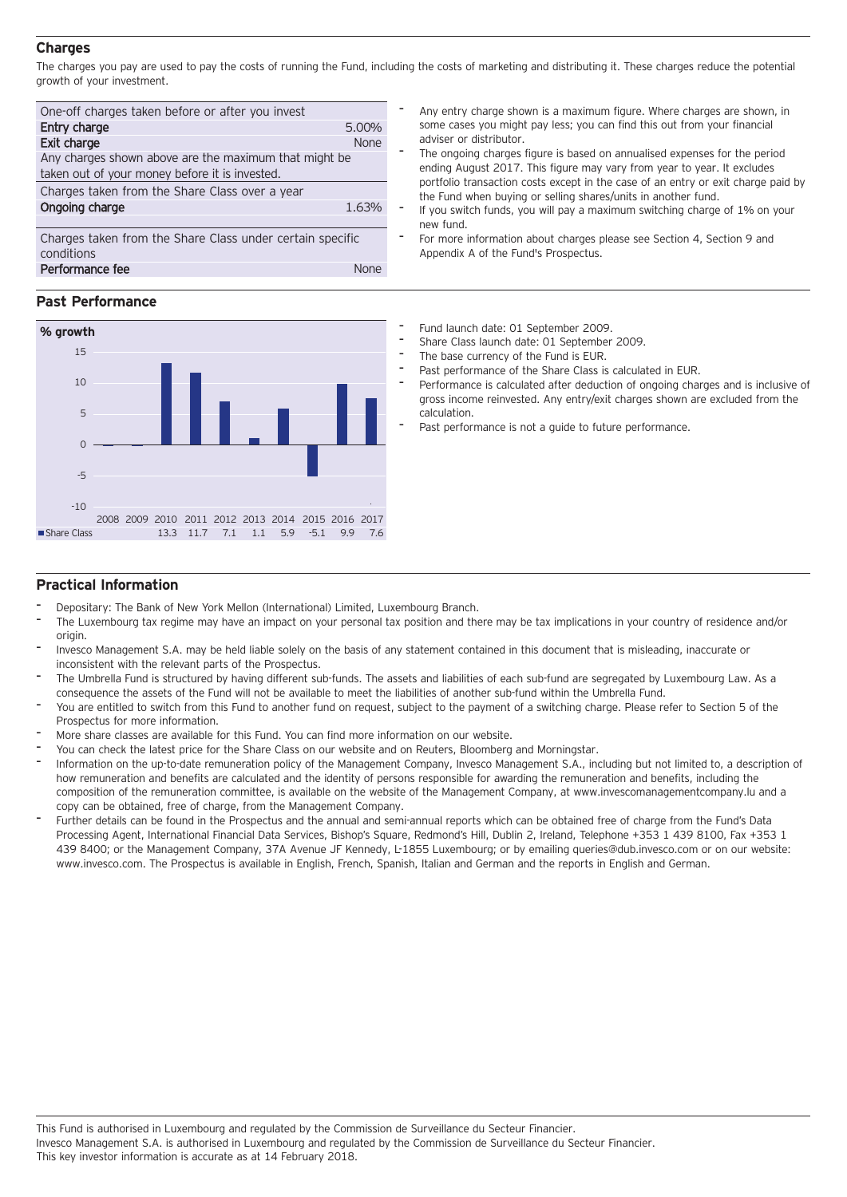## Charges

The charges you pay are used to pay the costs of running the Fund, including the costs of marketing and distributing it. These charges reduce the potential growth of your investment.

| | |
|---|---|
| One-off charges taken before or after you invest | |
| **Entry charge** | 5.00% |
| **Exit charge** | None |
| Any charges shown above are the maximum that might be taken out of your money before it is invested. | |
| Charges taken from the Share Class over a year | |
| **Ongoing charge** | 1.63% |
| Charges taken from the Share Class under certain specific conditions | |
| **Performance fee** | None |

- Any entry charge shown is a maximum figure. Where charges are shown, in some cases you might pay less; you can find this out from your financial adviser or distributor.
- The ongoing charges figure is based on annualised expenses for the period ending August 2017. This figure may vary from year to year. It excludes portfolio transaction costs except in the case of an entry or exit charge paid by the Fund when buying or selling shares/units in another fund.
- If you switch funds, you will pay a maximum switching charge of 1% on your new fund.
- For more information about charges please see Section 4, Section 9 and Appendix A of the Fund's Prospectus.

## Past Performance

% growth

15
10
5
0
-5
-10

2008 2009 2010 2011 2012 2013 2014 2015 2016 2017

Share Class 13.3 11.7 7.1 1.1 5.9 -5.1 9.9 7.6

- Fund launch date: 01 September 2009.
- Share Class launch date: 01 September 2009.
- The base currency of the Fund is EUR.
- Past performance of the Share Class is calculated in EUR.
- Performance is calculated after deduction of ongoing charges and is inclusive of gross income reinvested. Any entry/exit charges shown are excluded from the calculation.
- Past performance is not a guide to future performance.

## Practical Information

- Depositary: The Bank of New York Mellon (International) Limited, Luxembourg Branch.
- The Luxembourg tax regime may have an impact on your personal tax position and there may be tax implications in your country of residence and/or origin.
- Invesco Management S.A. may be held liable solely on the basis of any statement contained in this document that is misleading, inaccurate or inconsistent with the relevant parts of the Prospectus.
- The Umbrella Fund is structured by having different sub-funds. The assets and liabilities of each sub-fund are segregated by Luxembourg Law. As a consequence the assets of the Fund will not be available to meet the liabilities of another sub-fund within the Umbrella Fund.
- You are entitled to switch from this Fund to another fund on request, subject to the payment of a switching charge. Please refer to Section 5 of the Prospectus for more information.
- More share classes are available for this Fund. You can find more information on our website.
- You can check the latest price for the Share Class on our website and on Reuters, Bloomberg and Morningstar.
- Information on the up-to-date remuneration policy of the Management Company, Invesco Management S.A., including but not limited to, a description of how remuneration and benefits are calculated and the identity of persons responsible for awarding the remuneration and benefits, including the composition of the remuneration committee, is available on the website of the Management Company, at www.invescomanagementcompany.lu and a copy can be obtained, free of charge, from the Management Company.
- Further details can be found in the Prospectus and the annual and semi-annual reports which can be obtained free of charge from the Fund's Data Processing Agent, International Financial Data Services, Bishop's Square, Redmond's Hill, Dublin 2, Ireland, Telephone +353 1 439 8100, Fax +353 1 439 8400; or the Management Company, 37A Avenue JF Kennedy, L-1855 Luxembourg; or by emailing queries@dub.invesco.com or on our website: www.invesco.com. The Prospectus is available in English, French, Spanish, Italian and German and the reports in English and German.

This Fund is authorised in Luxembourg and regulated by the Commission de Surveillance du Secteur Financier.
Invesco Management S.A. is authorised in Luxembourg and regulated by the Commission de Surveillance du Secteur Financier.
This key investor information is accurate as at 14 February 2018.